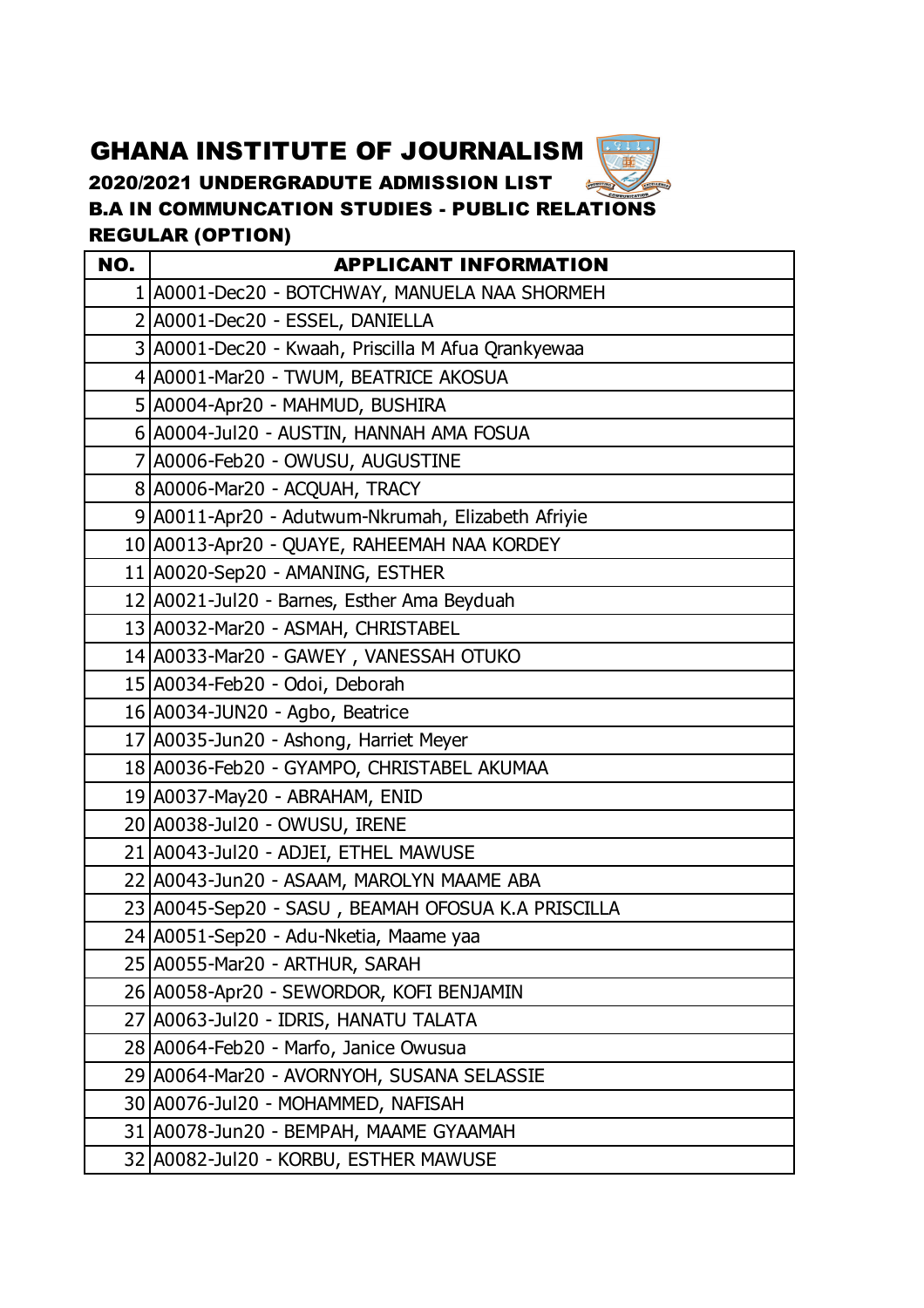# GHANA INSTITUTE OF JOURNALISM

## 2020/2021 UNDERGRADUTE ADMISSION LIST

### B.A IN COMMUNCATION STUDIES - PUBLIC RELATIONS

### REGULAR (OPTION)

| NO. | APPLICANT INFORMATION |
|---|---|
| 1 | A0001-Dec20 - BOTCHWAY, MANUELA NAA SHORMEH |
| 2 | A0001-Dec20 - ESSEL, DANIELLA |
| 3 | A0001-Dec20 - Kwaah, Priscilla M Afua Qrankyewaa |
| 4 | A0001-Mar20 - TWUM, BEATRICE AKOSUA |
| 5 | A0004-Apr20 - MAHMUD, BUSHIRA |
| 6 | A0004-Jul20 - AUSTIN, HANNAH AMA FOSUA |
| 7 | A0006-Feb20 - OWUSU, AUGUSTINE |
| 8 | A0006-Mar20 - ACQUAH, TRACY |
| 9 | A0011-Apr20 - Adutwum-Nkrumah, Elizabeth Afriyie |
| 10 | A0013-Apr20 - QUAYE, RAHEEMAH NAA KORDEY |
| 11 | A0020-Sep20 - AMANING, ESTHER |
| 12 | A0021-Jul20 - Barnes, Esther Ama Beyduah |
| 13 | A0032-Mar20 - ASMAH, CHRISTABEL |
| 14 | A0033-Mar20 - GAWEY , VANESSAH OTUKO |
| 15 | A0034-Feb20 - Odoi, Deborah |
| 16 | A0034-JUN20 - Agbo, Beatrice |
| 17 | A0035-Jun20 - Ashong, Harriet Meyer |
| 18 | A0036-Feb20 - GYAMPO, CHRISTABEL AKUMAA |
| 19 | A0037-May20 - ABRAHAM, ENID |
| 20 | A0038-Jul20 - OWUSU, IRENE |
| 21 | A0043-Jul20 - ADJEI, ETHEL MAWUSE |
| 22 | A0043-Jun20 - ASAAM, MAROLYN MAAME ABA |
| 23 | A0045-Sep20 - SASU , BEAMAH OFOSUA K.A PRISCILLA |
| 24 | A0051-Sep20 - Adu-Nketia, Maame yaa |
| 25 | A0055-Mar20 - ARTHUR, SARAH |
| 26 | A0058-Apr20 - SEWORDOR, KOFI BENJAMIN |
| 27 | A0063-Jul20 - IDRIS, HANATU TALATA |
| 28 | A0064-Feb20 - Marfo, Janice Owusua |
| 29 | A0064-Mar20 - AVORNYOH, SUSANA SELASSIE |
| 30 | A0076-Jul20 - MOHAMMED, NAFISAH |
| 31 | A0078-Jun20 - BEMPAH, MAAME GYAAMAH |
| 32 | A0082-Jul20 - KORBU, ESTHER MAWUSE |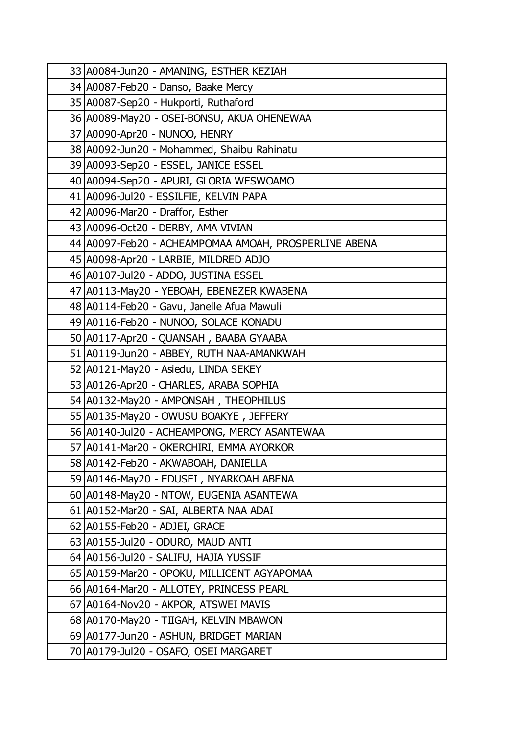| | |
|---|---|
| 33 | A0084-Jun20 - AMANING, ESTHER KEZIAH |
| 34 | A0087-Feb20 - Danso, Baake Mercy |
| 35 | A0087-Sep20 - Hukporti, Ruthaford |
| 36 | A0089-May20 - OSEI-BONSU, AKUA OHENEWAA |
| 37 | A0090-Apr20 - NUNOO, HENRY |
| 38 | A0092-Jun20 - Mohammed, Shaibu Rahinatu |
| 39 | A0093-Sep20 - ESSEL, JANICE ESSEL |
| 40 | A0094-Sep20 - APURI, GLORIA WESWOAMO |
| 41 | A0096-Jul20 - ESSILFIE, KELVIN PAPA |
| 42 | A0096-Mar20 - Draffor, Esther |
| 43 | A0096-Oct20 - DERBY, AMA VIVIAN |
| 44 | A0097-Feb20 - ACHEAMPOMAA AMOAH, PROSPERLINE ABENA |
| 45 | A0098-Apr20 - LARBIE, MILDRED ADJO |
| 46 | A0107-Jul20 - ADDO, JUSTINA ESSEL |
| 47 | A0113-May20 - YEBOAH, EBENEZER KWABENA |
| 48 | A0114-Feb20 - Gavu, Janelle Afua Mawuli |
| 49 | A0116-Feb20 - NUNOO, SOLACE KONADU |
| 50 | A0117-Apr20 - QUANSAH , BAABA GYAABA |
| 51 | A0119-Jun20 - ABBEY, RUTH NAA-AMANKWAH |
| 52 | A0121-May20 - Asiedu, LINDA SEKEY |
| 53 | A0126-Apr20 - CHARLES, ARABA SOPHIA |
| 54 | A0132-May20 - AMPONSAH , THEOPHILUS |
| 55 | A0135-May20 - OWUSU BOAKYE , JEFFERY |
| 56 | A0140-Jul20 - ACHEAMPONG, MERCY ASANTEWAA |
| 57 | A0141-Mar20 - OKERCHIRI, EMMA AYORKOR |
| 58 | A0142-Feb20 - AKWABOAH, DANIELLA |
| 59 | A0146-May20 - EDUSEI , NYARKOAH ABENA |
| 60 | A0148-May20 - NTOW, EUGENIA ASANTEWA |
| 61 | A0152-Mar20 - SAI, ALBERTA NAA ADAI |
| 62 | A0155-Feb20 - ADJEI, GRACE |
| 63 | A0155-Jul20 - ODURO, MAUD ANTI |
| 64 | A0156-Jul20 - SALIFU, HAJIA YUSSIF |
| 65 | A0159-Mar20 - OPOKU, MILLICENT AGYAPOMAA |
| 66 | A0164-Mar20 - ALLOTEY, PRINCESS PEARL |
| 67 | A0164-Nov20 - AKPOR, ATSWEI MAVIS |
| 68 | A0170-May20 - TIIGAH, KELVIN MBAWON |
| 69 | A0177-Jun20 - ASHUN, BRIDGET MARIAN |
| 70 | A0179-Jul20 - OSAFO, OSEI MARGARET |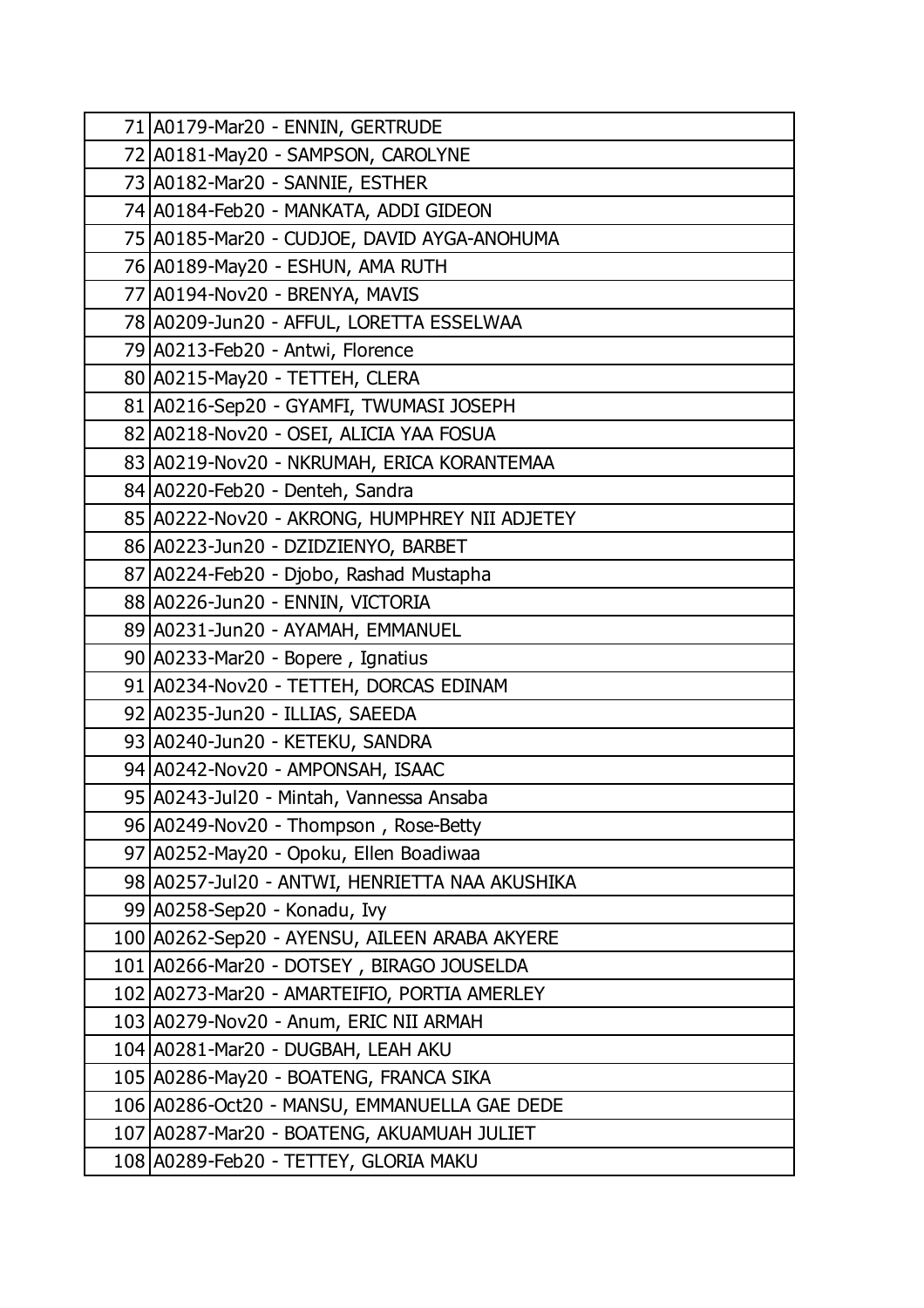| | |
|---|---|
| 71 | A0179-Mar20 - ENNIN, GERTRUDE |
| 72 | A0181-May20 - SAMPSON, CAROLYNE |
| 73 | A0182-Mar20 - SANNIE, ESTHER |
| 74 | A0184-Feb20 - MANKATA, ADDI GIDEON |
| 75 | A0185-Mar20 - CUDJOE, DAVID AYGA-ANOHUMA |
| 76 | A0189-May20 - ESHUN, AMA RUTH |
| 77 | A0194-Nov20 - BRENYA, MAVIS |
| 78 | A0209-Jun20 - AFFUL, LORETTA ESSELWAA |
| 79 | A0213-Feb20 - Antwi, Florence |
| 80 | A0215-May20 - TETTEH, CLERA |
| 81 | A0216-Sep20 - GYAMFI, TWUMASI JOSEPH |
| 82 | A0218-Nov20 - OSEI, ALICIA YAA FOSUA |
| 83 | A0219-Nov20 - NKRUMAH, ERICA KORANTEMAA |
| 84 | A0220-Feb20 - Denteh, Sandra |
| 85 | A0222-Nov20 - AKRONG, HUMPHREY NII ADJETEY |
| 86 | A0223-Jun20 - DZIDZIENYO, BARBET |
| 87 | A0224-Feb20 - Djobo, Rashad Mustapha |
| 88 | A0226-Jun20 - ENNIN, VICTORIA |
| 89 | A0231-Jun20 - AYAMAH, EMMANUEL |
| 90 | A0233-Mar20 - Bopere , Ignatius |
| 91 | A0234-Nov20 - TETTEH, DORCAS EDINAM |
| 92 | A0235-Jun20 - ILLIAS, SAEEDA |
| 93 | A0240-Jun20 - KETEKU, SANDRA |
| 94 | A0242-Nov20 - AMPONSAH, ISAAC |
| 95 | A0243-Jul20 - Mintah, Vannessa Ansaba |
| 96 | A0249-Nov20 - Thompson , Rose-Betty |
| 97 | A0252-May20 - Opoku, Ellen Boadiwaa |
| 98 | A0257-Jul20 - ANTWI, HENRIETTA NAA AKUSHIKA |
| 99 | A0258-Sep20 - Konadu, Ivy |
| 100 | A0262-Sep20 - AYENSU, AILEEN ARABA AKYERE |
| 101 | A0266-Mar20 - DOTSEY , BIRAGO JOUSELDA |
| 102 | A0273-Mar20 - AMARTEIFIO, PORTIA AMERLEY |
| 103 | A0279-Nov20 - Anum, ERIC NII ARMAH |
| 104 | A0281-Mar20 - DUGBAH, LEAH AKU |
| 105 | A0286-May20 - BOATENG, FRANCA SIKA |
| 106 | A0286-Oct20 - MANSU, EMMANUELLA GAE DEDE |
| 107 | A0287-Mar20 - BOATENG, AKUAMUAH JULIET |
| 108 | A0289-Feb20 - TETTEY, GLORIA MAKU |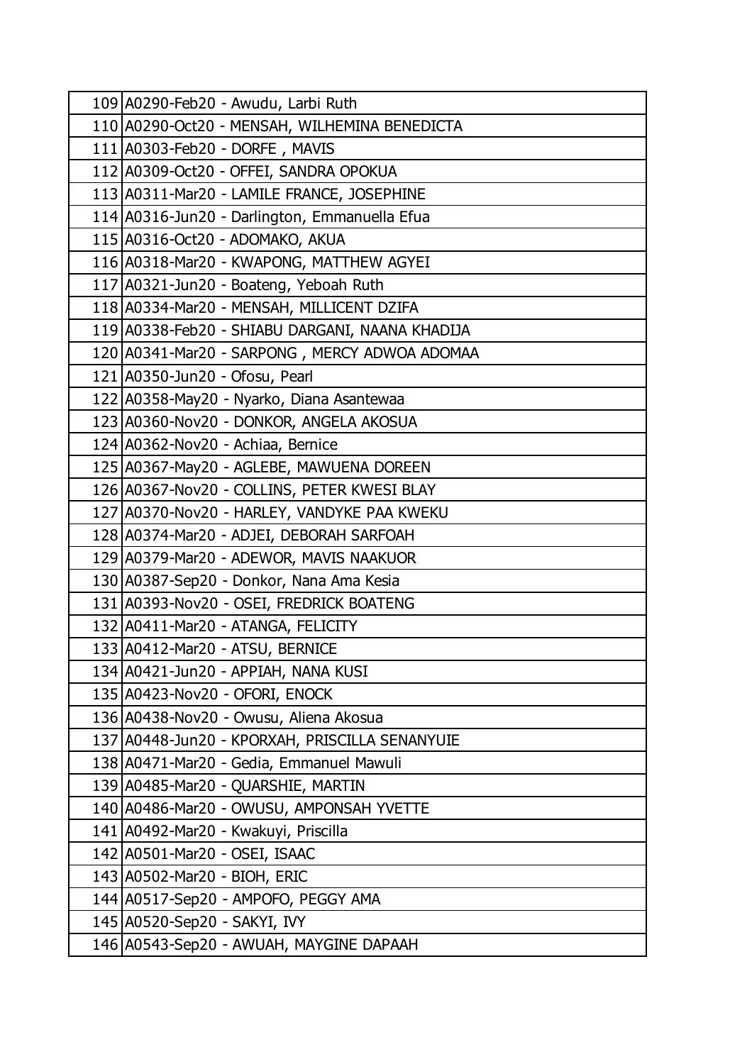| | |
|---|---|
| 109 | A0290-Feb20 - Awudu, Larbi Ruth |
| 110 | A0290-Oct20 - MENSAH, WILHEMINA BENEDICTA |
| 111 | A0303-Feb20 - DORFE , MAVIS |
| 112 | A0309-Oct20 - OFFEI, SANDRA OPOKUA |
| 113 | A0311-Mar20 - LAMILE FRANCE, JOSEPHINE |
| 114 | A0316-Jun20 - Darlington, Emmanuella Efua |
| 115 | A0316-Oct20 - ADOMAKO, AKUA |
| 116 | A0318-Mar20 - KWAPONG, MATTHEW AGYEI |
| 117 | A0321-Jun20 - Boateng, Yeboah Ruth |
| 118 | A0334-Mar20 - MENSAH, MILLICENT DZIFA |
| 119 | A0338-Feb20 - SHIABU DARGANI, NAANA KHADIJA |
| 120 | A0341-Mar20 - SARPONG , MERCY ADWOA ADOMAA |
| 121 | A0350-Jun20 - Ofosu, Pearl |
| 122 | A0358-May20 - Nyarko, Diana Asantewaa |
| 123 | A0360-Nov20 - DONKOR, ANGELA AKOSUA |
| 124 | A0362-Nov20 - Achiaa, Bernice |
| 125 | A0367-May20 - AGLEBE, MAWUENA DOREEN |
| 126 | A0367-Nov20 - COLLINS, PETER KWESI BLAY |
| 127 | A0370-Nov20 - HARLEY, VANDYKE PAA KWEKU |
| 128 | A0374-Mar20 - ADJEI, DEBORAH SARFOAH |
| 129 | A0379-Mar20 - ADEWOR, MAVIS NAAKUOR |
| 130 | A0387-Sep20 - Donkor, Nana Ama Kesia |
| 131 | A0393-Nov20 - OSEI, FREDRICK BOATENG |
| 132 | A0411-Mar20 - ATANGA, FELICITY |
| 133 | A0412-Mar20 - ATSU, BERNICE |
| 134 | A0421-Jun20 - APPIAH, NANA KUSI |
| 135 | A0423-Nov20 - OFORI, ENOCK |
| 136 | A0438-Nov20 - Owusu, Aliena Akosua |
| 137 | A0448-Jun20 - KPORXAH, PRISCILLA SENANYUIE |
| 138 | A0471-Mar20 - Gedia, Emmanuel Mawuli |
| 139 | A0485-Mar20 - QUARSHIE, MARTIN |
| 140 | A0486-Mar20 - OWUSU, AMPONSAH YVETTE |
| 141 | A0492-Mar20 - Kwakuyi, Priscilla |
| 142 | A0501-Mar20 - OSEI, ISAAC |
| 143 | A0502-Mar20 - BIOH, ERIC |
| 144 | A0517-Sep20 - AMPOFO, PEGGY AMA |
| 145 | A0520-Sep20 - SAKYI, IVY |
| 146 | A0543-Sep20 - AWUAH, MAYGINE DAPAAH |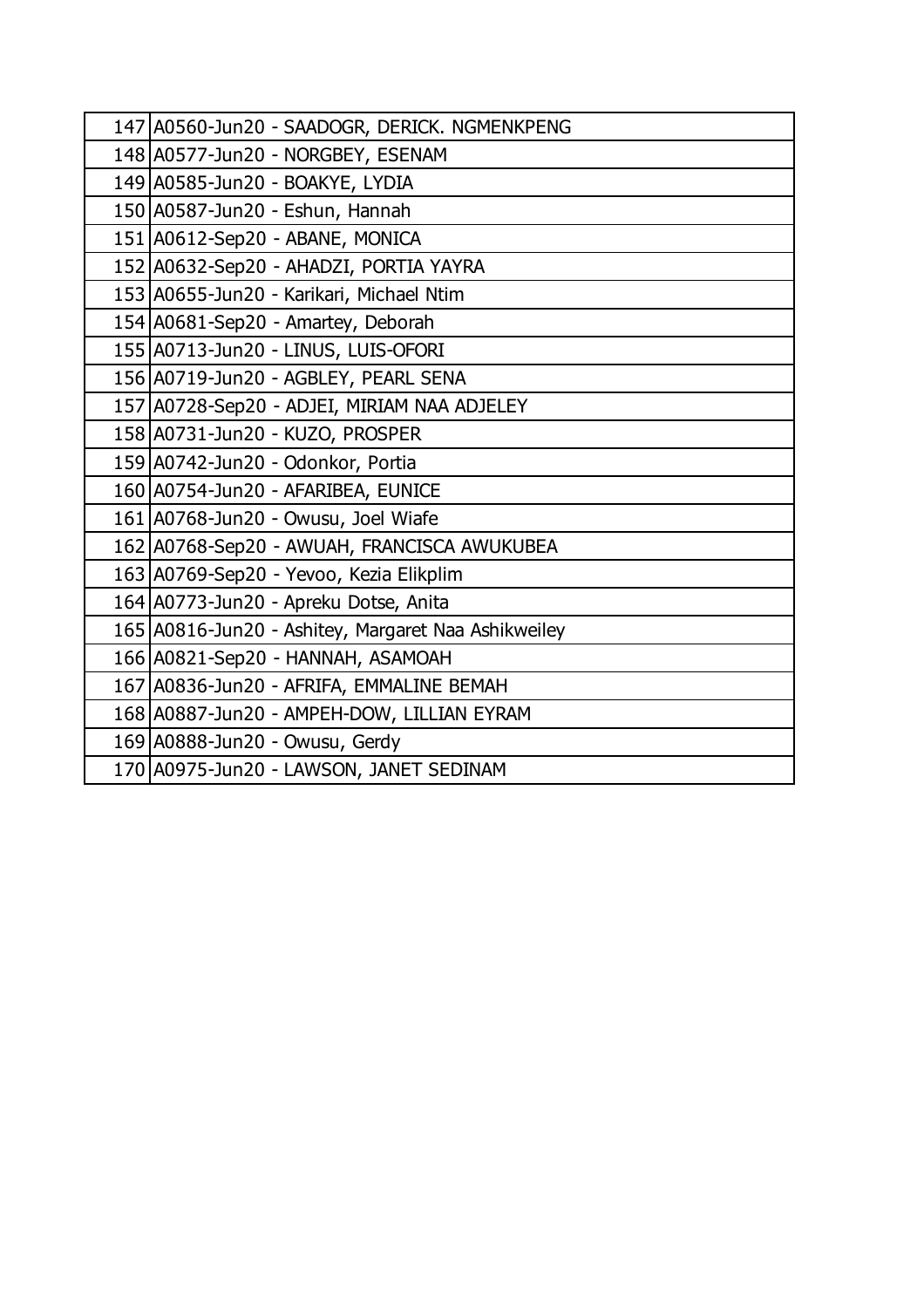| | |
|---|---|
| 147 | A0560-Jun20 - SAADOGR, DERICK. NGMENKPENG |
| 148 | A0577-Jun20 - NORGBEY, ESENAM |
| 149 | A0585-Jun20 - BOAKYE, LYDIA |
| 150 | A0587-Jun20 - Eshun, Hannah |
| 151 | A0612-Sep20 - ABANE, MONICA |
| 152 | A0632-Sep20 - AHADZI, PORTIA YAYRA |
| 153 | A0655-Jun20 - Karikari, Michael Ntim |
| 154 | A0681-Sep20 - Amartey, Deborah |
| 155 | A0713-Jun20 - LINUS, LUIS-OFORI |
| 156 | A0719-Jun20 - AGBLEY, PEARL SENA |
| 157 | A0728-Sep20 - ADJEI, MIRIAM NAA ADJELEY |
| 158 | A0731-Jun20 - KUZO, PROSPER |
| 159 | A0742-Jun20 - Odonkor, Portia |
| 160 | A0754-Jun20 - AFARIBEA, EUNICE |
| 161 | A0768-Jun20 - Owusu, Joel Wiafe |
| 162 | A0768-Sep20 - AWUAH, FRANCISCA AWUKUBEA |
| 163 | A0769-Sep20 - Yevoo, Kezia Elikplim |
| 164 | A0773-Jun20 - Apreku Dotse, Anita |
| 165 | A0816-Jun20 - Ashitey, Margaret Naa Ashikweiley |
| 166 | A0821-Sep20 - HANNAH, ASAMOAH |
| 167 | A0836-Jun20 - AFRIFA, EMMALINE BEMAH |
| 168 | A0887-Jun20 - AMPEH-DOW, LILLIAN EYRAM |
| 169 | A0888-Jun20 - Owusu, Gerdy |
| 170 | A0975-Jun20 - LAWSON, JANET SEDINAM |